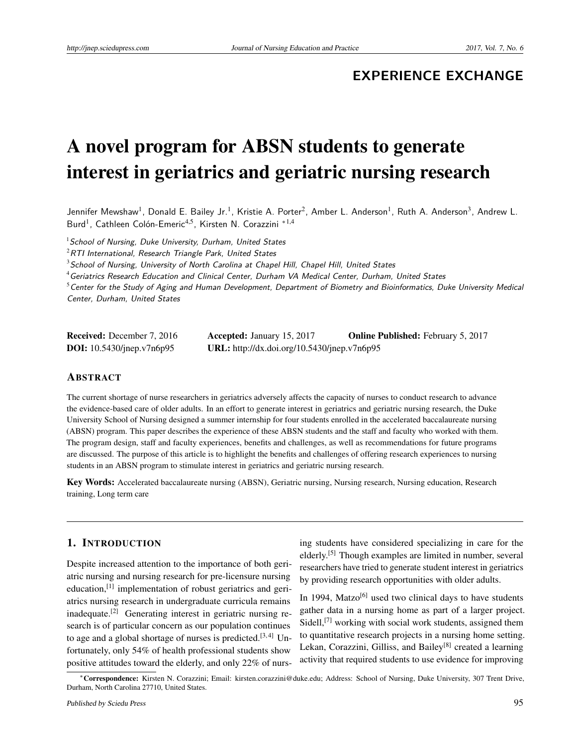## EXPERIENCE EXCHANGE

# A novel program for ABSN students to generate interest in geriatrics and geriatric nursing research

Jennifer Mewshaw[1], Donald E. Bailey Jr.[1], Kristie A. Porter[2], Amber L. Anderson[1], Ruth A. Anderson[3], Andrew L. Burd[1], Cathleen Colón-Emeric[4,5], Kirsten N. Corazzini*[1,4]

[1] *School of Nursing, Duke University, Durham, United States*
[2] *RTI International, Research Triangle Park, United States*
[3] *School of Nursing, University of North Carolina at Chapel Hill, Chapel Hill, United States*
[4] *Geriatrics Research Education and Clinical Center, Durham VA Medical Center, Durham, United States*
[5] *Center for the Study of Aging and Human Development, Department of Biometry and Bioinformatics, Duke University Medical Center, Durham, United States*

**Received:** December 7, 2016 **Accepted:** January 15, 2017 **Online Published:** February 5, 2017
**DOI:** 10.5430/jnep.v7n6p95 **URL:** http://dx.doi.org/10.5430/jnep.v7n6p95

## ABSTRACT

The current shortage of nurse researchers in geriatrics adversely affects the capacity of nurses to conduct research to advance the evidence-based care of older adults. In an effort to generate interest in geriatrics and geriatric nursing research, the Duke University School of Nursing designed a summer internship for four students enrolled in the accelerated baccalaureate nursing (ABSN) program. This paper describes the experience of these ABSN students and the staff and faculty who worked with them. The program design, staff and faculty experiences, benefits and challenges, as well as recommendations for future programs are discussed. The purpose of this article is to highlight the benefits and challenges of offering research experiences to nursing students in an ABSN program to stimulate interest in geriatrics and geriatric nursing research.

**Key Words:** Accelerated baccalaureate nursing (ABSN), Geriatric nursing, Nursing research, Nursing education, Research training, Long term care

## 1. INTRODUCTION

Despite increased attention to the importance of both geriatric nursing and nursing research for pre-licensure nursing education,[1] implementation of robust geriatrics and geriatrics nursing research in undergraduate curricula remains inadequate.[2] Generating interest in geriatric nursing research is of particular concern as our population continues to age and a global shortage of nurses is predicted.[3,4] Unfortunately, only 54% of health professional students show positive attitudes toward the elderly, and only 22% of nursing students have considered specializing in care for the elderly.[5] Though examples are limited in number, several researchers have tried to generate student interest in geriatrics by providing research opportunities with older adults.

In 1994, Matzo[6] used two clinical days to have students gather data in a nursing home as part of a larger project. Sidell,[7] working with social work students, assigned them to quantitative research projects in a nursing home setting. Lekan, Corazzini, Gilliss, and Bailey[8] created a learning activity that required students to use evidence for improving

*Correspondence: Kirsten N. Corazzini; Email: kirsten.corazzini@duke.edu; Address: School of Nursing, Duke University, 307 Trent Drive, Durham, North Carolina 27710, United States.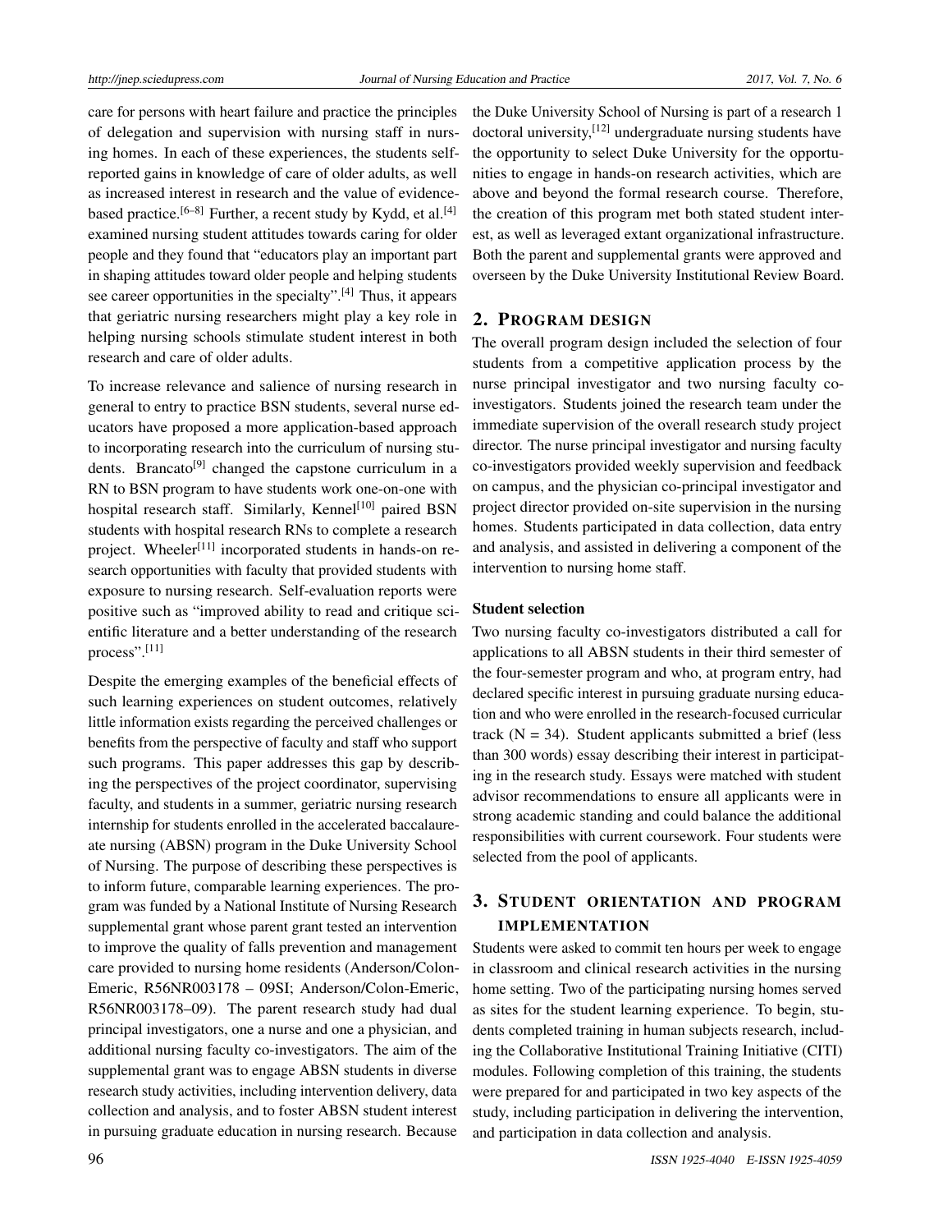care for persons with heart failure and practice the principles of delegation and supervision with nursing staff in nursing homes. In each of these experiences, the students self-reported gains in knowledge of care of older adults, as well as increased interest in research and the value of evidence-based practice.[6–8] Further, a recent study by Kydd, et al.[4] examined nursing student attitudes towards caring for older people and they found that "educators play an important part in shaping attitudes toward older people and helping students see career opportunities in the specialty".[4] Thus, it appears that geriatric nursing researchers might play a key role in helping nursing schools stimulate student interest in both research and care of older adults.

To increase relevance and salience of nursing research in general to entry to practice BSN students, several nurse educators have proposed a more application-based approach to incorporating research into the curriculum of nursing students. Brancato[9] changed the capstone curriculum in a RN to BSN program to have students work one-on-one with hospital research staff. Similarly, Kennel[10] paired BSN students with hospital research RNs to complete a research project. Wheeler[11] incorporated students in hands-on research opportunities with faculty that provided students with exposure to nursing research. Self-evaluation reports were positive such as "improved ability to read and critique scientific literature and a better understanding of the research process".[11]

Despite the emerging examples of the beneficial effects of such learning experiences on student outcomes, relatively little information exists regarding the perceived challenges or benefits from the perspective of faculty and staff who support such programs. This paper addresses this gap by describing the perspectives of the project coordinator, supervising faculty, and students in a summer, geriatric nursing research internship for students enrolled in the accelerated baccalaureate nursing (ABSN) program in the Duke University School of Nursing. The purpose of describing these perspectives is to inform future, comparable learning experiences. The program was funded by a National Institute of Nursing Research supplemental grant whose parent grant tested an intervention to improve the quality of falls prevention and management care provided to nursing home residents (Anderson/Colon-Emeric, R56NR003178 – 09SI; Anderson/Colon-Emeric, R56NR003178–09). The parent research study had dual principal investigators, one a nurse and one a physician, and additional nursing faculty co-investigators. The aim of the supplemental grant was to engage ABSN students in diverse research study activities, including intervention delivery, data collection and analysis, and to foster ABSN student interest in pursuing graduate education in nursing research. Because the Duke University School of Nursing is part of a research 1 doctoral university,[12] undergraduate nursing students have the opportunity to select Duke University for the opportunities to engage in hands-on research activities, which are above and beyond the formal research course. Therefore, the creation of this program met both stated student interest, as well as leveraged extant organizational infrastructure. Both the parent and supplemental grants were approved and overseen by the Duke University Institutional Review Board.

## 2. Program design

The overall program design included the selection of four students from a competitive application process by the nurse principal investigator and two nursing faculty co-investigators. Students joined the research team under the immediate supervision of the overall research study project director. The nurse principal investigator and nursing faculty co-investigators provided weekly supervision and feedback on campus, and the physician co-principal investigator and project director provided on-site supervision in the nursing homes. Students participated in data collection, data entry and analysis, and assisted in delivering a component of the intervention to nursing home staff.

### Student selection

Two nursing faculty co-investigators distributed a call for applications to all ABSN students in their third semester of the four-semester program and who, at program entry, had declared specific interest in pursuing graduate nursing education and who were enrolled in the research-focused curricular track (N = 34). Student applicants submitted a brief (less than 300 words) essay describing their interest in participating in the research study. Essays were matched with student advisor recommendations to ensure all applicants were in strong academic standing and could balance the additional responsibilities with current coursework. Four students were selected from the pool of applicants.

## 3. Student orientation and program implementation

Students were asked to commit ten hours per week to engage in classroom and clinical research activities in the nursing home setting. Two of the participating nursing homes served as sites for the student learning experience. To begin, students completed training in human subjects research, including the Collaborative Institutional Training Initiative (CITI) modules. Following completion of this training, the students were prepared for and participated in two key aspects of the study, including participation in delivering the intervention, and participation in data collection and analysis.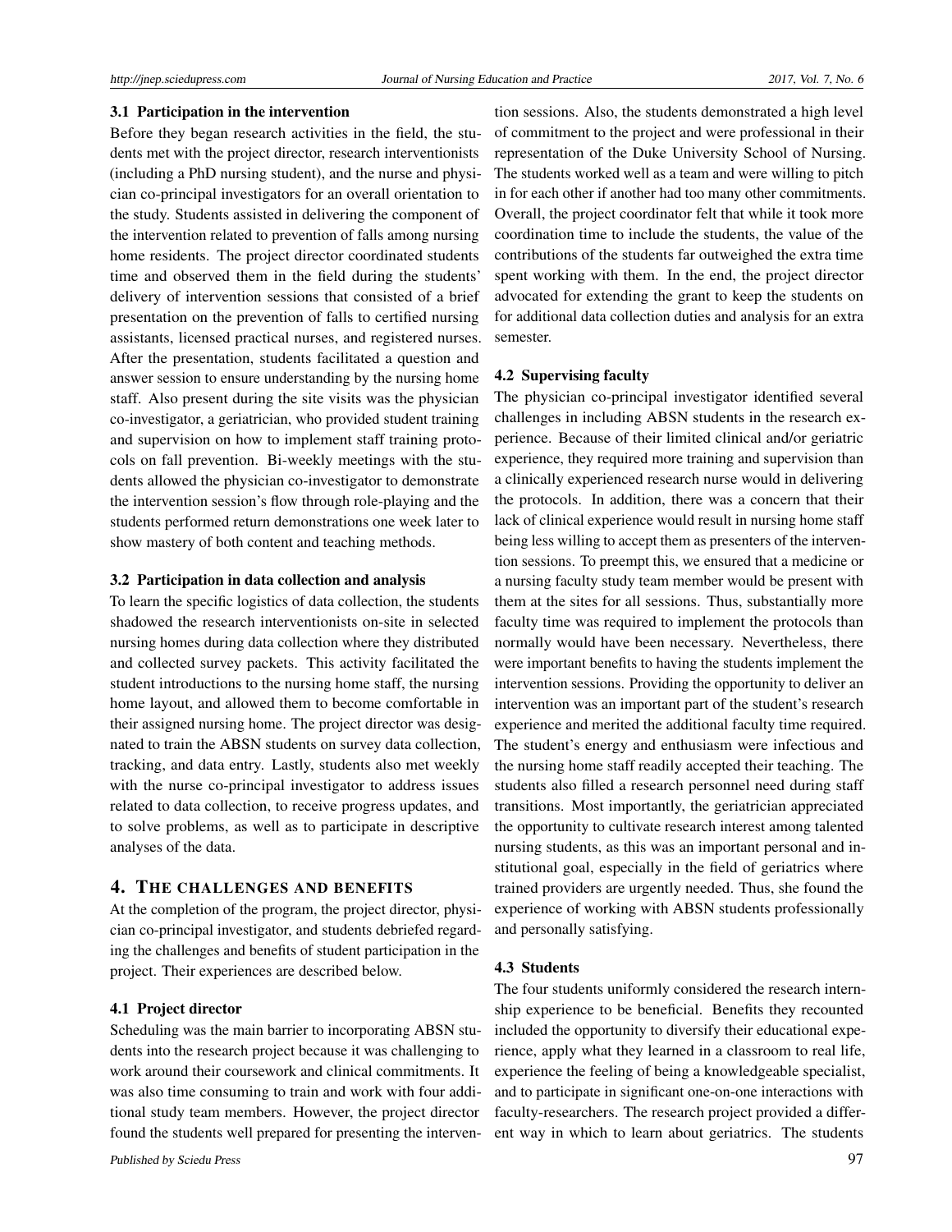### 3.1 Participation in the intervention

Before they began research activities in the field, the students met with the project director, research interventionists (including a PhD nursing student), and the nurse and physician co-principal investigators for an overall orientation to the study. Students assisted in delivering the component of the intervention related to prevention of falls among nursing home residents. The project director coordinated students time and observed them in the field during the students' delivery of intervention sessions that consisted of a brief presentation on the prevention of falls to certified nursing assistants, licensed practical nurses, and registered nurses. After the presentation, students facilitated a question and answer session to ensure understanding by the nursing home staff. Also present during the site visits was the physician co-investigator, a geriatrician, who provided student training and supervision on how to implement staff training protocols on fall prevention. Bi-weekly meetings with the students allowed the physician co-investigator to demonstrate the intervention session's flow through role-playing and the students performed return demonstrations one week later to show mastery of both content and teaching methods.

### 3.2 Participation in data collection and analysis

To learn the specific logistics of data collection, the students shadowed the research interventionists on-site in selected nursing homes during data collection where they distributed and collected survey packets. This activity facilitated the student introductions to the nursing home staff, the nursing home layout, and allowed them to become comfortable in their assigned nursing home. The project director was designated to train the ABSN students on survey data collection, tracking, and data entry. Lastly, students also met weekly with the nurse co-principal investigator to address issues related to data collection, to receive progress updates, and to solve problems, as well as to participate in descriptive analyses of the data.

## 4. The challenges and benefits

At the completion of the program, the project director, physician co-principal investigator, and students debriefed regarding the challenges and benefits of student participation in the project. Their experiences are described below.

### 4.1 Project director

Scheduling was the main barrier to incorporating ABSN students into the research project because it was challenging to work around their coursework and clinical commitments. It was also time consuming to train and work with four additional study team members. However, the project director found the students well prepared for presenting the intervention sessions. Also, the students demonstrated a high level of commitment to the project and were professional in their representation of the Duke University School of Nursing. The students worked well as a team and were willing to pitch in for each other if another had too many other commitments. Overall, the project coordinator felt that while it took more coordination time to include the students, the value of the contributions of the students far outweighed the extra time spent working with them. In the end, the project director advocated for extending the grant to keep the students on for additional data collection duties and analysis for an extra semester.

### 4.2 Supervising faculty

The physician co-principal investigator identified several challenges in including ABSN students in the research experience. Because of their limited clinical and/or geriatric experience, they required more training and supervision than a clinically experienced research nurse would in delivering the protocols. In addition, there was a concern that their lack of clinical experience would result in nursing home staff being less willing to accept them as presenters of the intervention sessions. To preempt this, we ensured that a medicine or a nursing faculty study team member would be present with them at the sites for all sessions. Thus, substantially more faculty time was required to implement the protocols than normally would have been necessary. Nevertheless, there were important benefits to having the students implement the intervention sessions. Providing the opportunity to deliver an intervention was an important part of the student's research experience and merited the additional faculty time required. The student's energy and enthusiasm were infectious and the nursing home staff readily accepted their teaching. The students also filled a research personnel need during staff transitions. Most importantly, the geriatrician appreciated the opportunity to cultivate research interest among talented nursing students, as this was an important personal and institutional goal, especially in the field of geriatrics where trained providers are urgently needed. Thus, she found the experience of working with ABSN students professionally and personally satisfying.

### 4.3 Students

The four students uniformly considered the research internship experience to be beneficial. Benefits they recounted included the opportunity to diversify their educational experience, apply what they learned in a classroom to real life, experience the feeling of being a knowledgeable specialist, and to participate in significant one-on-one interactions with faculty-researchers. The research project provided a different way in which to learn about geriatrics. The students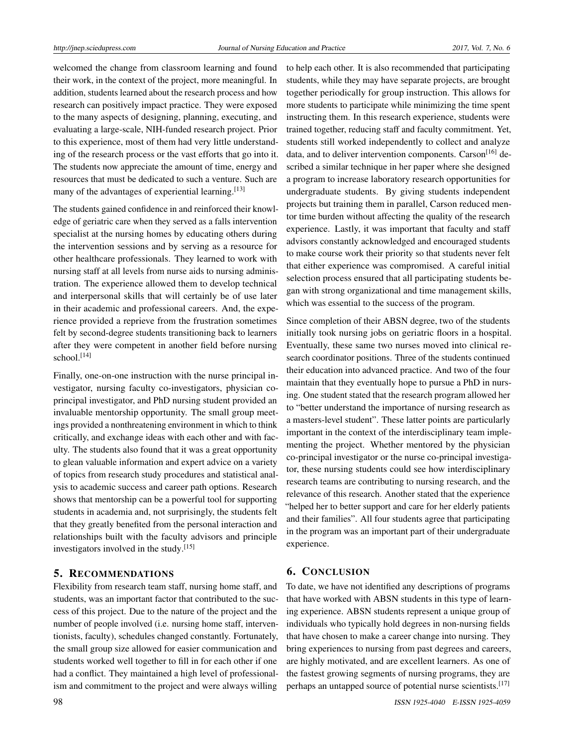welcomed the change from classroom learning and found their work, in the context of the project, more meaningful. In addition, students learned about the research process and how research can positively impact practice. They were exposed to the many aspects of designing, planning, executing, and evaluating a large-scale, NIH-funded research project. Prior to this experience, most of them had very little understanding of the research process or the vast efforts that go into it. The students now appreciate the amount of time, energy and resources that must be dedicated to such a venture. Such are many of the advantages of experiential learning.[13]

The students gained confidence in and reinforced their knowledge of geriatric care when they served as a falls intervention specialist at the nursing homes by educating others during the intervention sessions and by serving as a resource for other healthcare professionals. They learned to work with nursing staff at all levels from nurse aids to nursing administration. The experience allowed them to develop technical and interpersonal skills that will certainly be of use later in their academic and professional careers. And, the experience provided a reprieve from the frustration sometimes felt by second-degree students transitioning back to learners after they were competent in another field before nursing school.[14]

Finally, one-on-one instruction with the nurse principal investigator, nursing faculty co-investigators, physician co-principal investigator, and PhD nursing student provided an invaluable mentorship opportunity. The small group meetings provided a nonthreatening environment in which to think critically, and exchange ideas with each other and with faculty. The students also found that it was a great opportunity to glean valuable information and expert advice on a variety of topics from research study procedures and statistical analysis to academic success and career path options. Research shows that mentorship can be a powerful tool for supporting students in academia and, not surprisingly, the students felt that they greatly benefited from the personal interaction and relationships built with the faculty advisors and principle investigators involved in the study.[15]

## 5. Recommendations

Flexibility from research team staff, nursing home staff, and students, was an important factor that contributed to the success of this project. Due to the nature of the project and the number of people involved (i.e. nursing home staff, interventionists, faculty), schedules changed constantly. Fortunately, the small group size allowed for easier communication and students worked well together to fill in for each other if one had a conflict. They maintained a high level of professionalism and commitment to the project and were always willing to help each other. It is also recommended that participating students, while they may have separate projects, are brought together periodically for group instruction. This allows for more students to participate while minimizing the time spent instructing them. In this research experience, students were trained together, reducing staff and faculty commitment. Yet, students still worked independently to collect and analyze data, and to deliver intervention components. Carson[16] described a similar technique in her paper where she designed a program to increase laboratory research opportunities for undergraduate students. By giving students independent projects but training them in parallel, Carson reduced mentor time burden without affecting the quality of the research experience. Lastly, it was important that faculty and staff advisors constantly acknowledged and encouraged students to make course work their priority so that students never felt that either experience was compromised. A careful initial selection process ensured that all participating students began with strong organizational and time management skills, which was essential to the success of the program.

Since completion of their ABSN degree, two of the students initially took nursing jobs on geriatric floors in a hospital. Eventually, these same two nurses moved into clinical research coordinator positions. Three of the students continued their education into advanced practice. And two of the four maintain that they eventually hope to pursue a PhD in nursing. One student stated that the research program allowed her to "better understand the importance of nursing research as a masters-level student". These latter points are particularly important in the context of the interdisciplinary team implementing the project. Whether mentored by the physician co-principal investigator or the nurse co-principal investigator, these nursing students could see how interdisciplinary research teams are contributing to nursing research, and the relevance of this research. Another stated that the experience "helped her to better support and care for her elderly patients and their families". All four students agree that participating in the program was an important part of their undergraduate experience.

## 6. Conclusion

To date, we have not identified any descriptions of programs that have worked with ABSN students in this type of learning experience. ABSN students represent a unique group of individuals who typically hold degrees in non-nursing fields that have chosen to make a career change into nursing. They bring experiences to nursing from past degrees and careers, are highly motivated, and are excellent learners. As one of the fastest growing segments of nursing programs, they are perhaps an untapped source of potential nurse scientists.[17]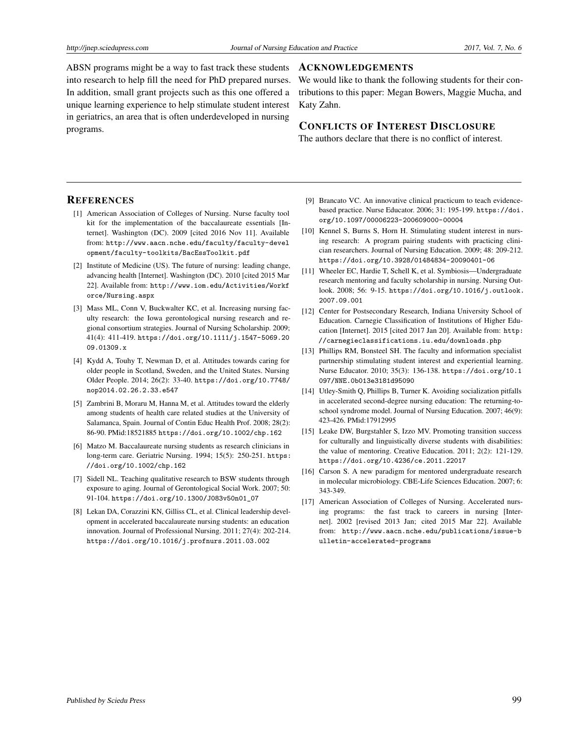ABSN programs might be a way to fast track these students into research to help fill the need for PhD prepared nurses. In addition, small grant projects such as this one offered a unique learning experience to help stimulate student interest in geriatrics, an area that is often underdeveloped in nursing programs.

## ACKNOWLEDGEMENTS

We would like to thank the following students for their contributions to this paper: Megan Bowers, Maggie Mucha, and Katy Zahn.

## CONFLICTS OF INTEREST DISCLOSURE

The authors declare that there is no conflict of interest.

## REFERENCES

[1] American Association of Colleges of Nursing. Nurse faculty tool kit for the implementation of the baccalaureate essentials [Internet]. Washington (DC). 2009 [cited 2016 Nov 11]. Available from: http://www.aacn.nche.edu/faculty/faculty-development/faculty-toolkits/BacEssToolkit.pdf

[2] Institute of Medicine (US). The future of nursing: leading change, advancing health [Internet]. Washington (DC). 2010 [cited 2015 Mar 22]. Available from: http://www.iom.edu/Activities/Workforce/Nursing.aspx

[3] Mass ML, Conn V, Buckwalter KC, et al. Increasing nursing faculty research: the Iowa gerontological nursing research and regional consortium strategies. Journal of Nursing Scholarship. 2009; 41(4): 411-419. https://doi.org/10.1111/j.1547-5069.2009.01309.x

[4] Kydd A, Touhy T, Newman D, et al. Attitudes towards caring for older people in Scotland, Sweden, and the United States. Nursing Older People. 2014; 26(2): 33-40. https://doi.org/10.7748/nop2014.02.26.2.33.e547

[5] Zambrini B, Moraru M, Hanna M, et al. Attitudes toward the elderly among students of health care related studies at the University of Salamanca, Spain. Journal of Contin Educ Health Prof. 2008; 28(2): 86-90. PMid:18521885 https://doi.org/10.1002/chp.162

[6] Matzo M. Baccalaureate nursing students as research clinicians in long-term care. Geriatric Nursing. 1994; 15(5): 250-251. https://doi.org/10.1002/chp.162

[7] Sidell NL. Teaching qualitative research to BSW students through exposure to aging. Journal of Gerontological Social Work. 2007; 50: 91-104. https://doi.org/10.1300/J083v50n01_07

[8] Lekan DA, Corazzini KN, Gilliss CL, et al. Clinical leadership development in accelerated baccalaureate nursing students: an education innovation. Journal of Professional Nursing. 2011; 27(4): 202-214. https://doi.org/10.1016/j.profnurs.2011.03.002

[9] Brancato VC. An innovative clinical practicum to teach evidence-based practice. Nurse Educator. 2006; 31: 195-199. https://doi.org/10.1097/00006223-200609000-00004

[10] Kennel S, Burns S, Horn H. Stimulating student interest in nursing research: A program pairing students with practicing clinician researchers. Journal of Nursing Education. 2009; 48: 209-212. https://doi.org/10.3928/01484834-20090401-06

[11] Wheeler EC, Hardie T, Schell K, et al. Symbiosis—Undergraduate research mentoring and faculty scholarship in nursing. Nursing Outlook. 2008; 56: 9-15. https://doi.org/10.1016/j.outlook.2007.09.001

[12] Center for Postsecondary Research, Indiana University School of Education. Carnegie Classification of Institutions of Higher Education [Internet]. 2015 [cited 2017 Jan 20]. Available from: http://carnegieclassifications.iu.edu/downloads.php

[13] Phillips RM, Bonsteel SH. The faculty and information specialist partnership stimulating student interest and experiential learning. Nurse Educator. 2010; 35(3): 136-138. https://doi.org/10.1097/NNE.0b013e3181d95090

[14] Utley-Smith Q, Phillips B, Turner K. Avoiding socialization pitfalls in accelerated second-degree nursing education: The returning-to-school syndrome model. Journal of Nursing Education. 2007; 46(9): 423-426. PMid:17912995

[15] Leake DW, Burgstahler S, Izzo MV. Promoting transition success for culturally and linguistically diverse students with disabilities: the value of mentoring. Creative Education. 2011; 2(2): 121-129. https://doi.org/10.4236/ce.2011.22017

[16] Carson S. A new paradigm for mentored undergraduate research in molecular microbiology. CBE-Life Sciences Education. 2007; 6: 343-349.

[17] American Association of Colleges of Nursing. Accelerated nursing programs: the fast track to careers in nursing [Internet]. 2002 [revised 2013 Jan; cited 2015 Mar 22]. Available from: http://www.aacn.nche.edu/publications/issue-bulletin-accelerated-programs